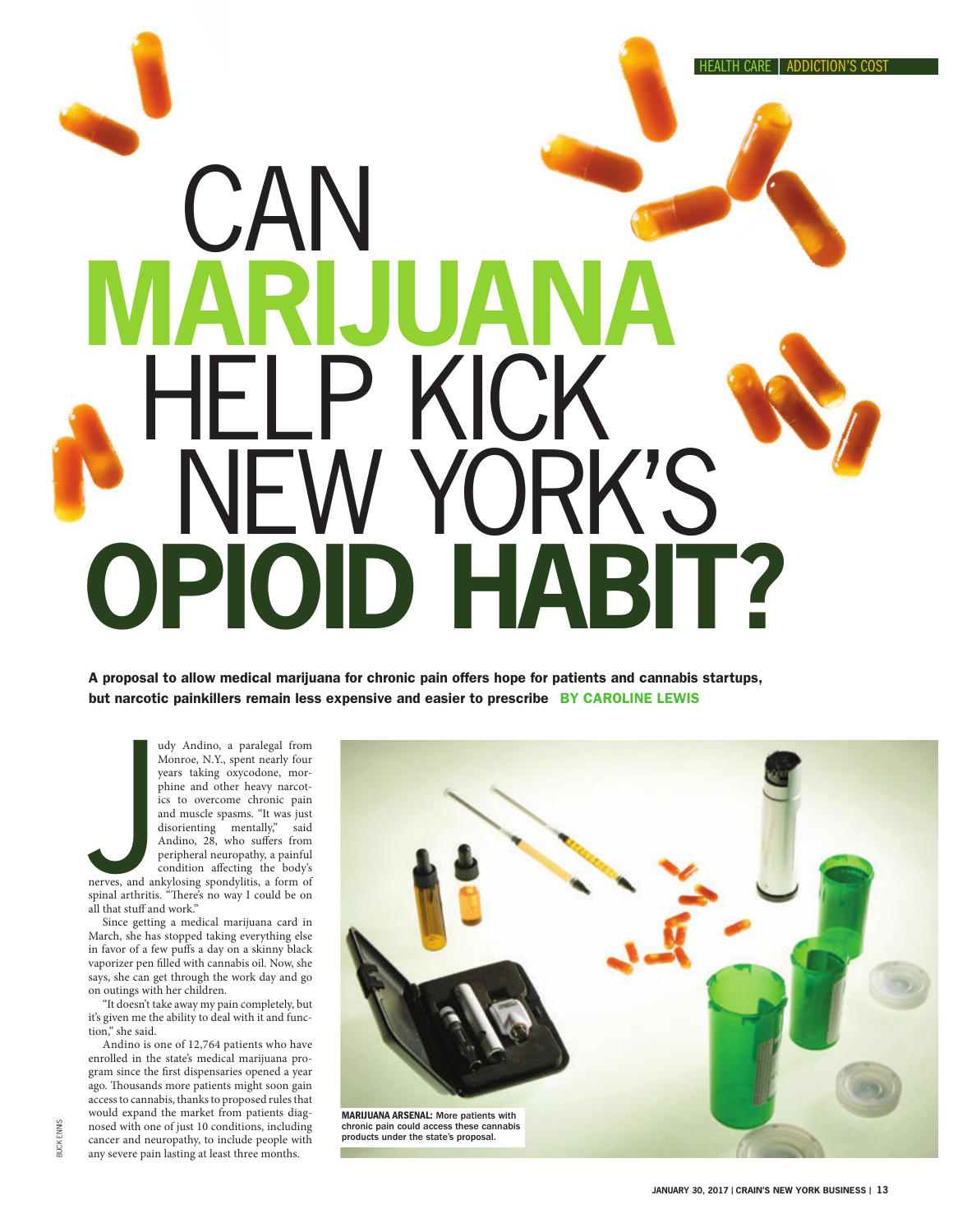HEALTH CARE | ADDICTION'S COST

# CAN MARIJUANA HELP KICK NEW YORK'S OPIOID HABIT?

**A proposal to allow medical marijuana for chronic pain offers hope for patients and cannabis startups, but narcotic painkillers remain less expensive and easier to prescribe** BY CAROLINE LEWIS

Judy Andino, a paralegal from Monroe, N.Y., spent nearly four years taking oxycodone, morphine and other heavy narcotics to overcome chronic pain and muscle spasms. "It was just disorienting mentally," said Andino, 28, who suffers from peripheral neuropathy, a painful condition affecting the body's nerves, and ankylosing spondylitis, a form of spinal arthritis. "There's no way I could be on all that stuff and work."

Since getting a medical marijuana card in March, she has stopped taking everything else in favor of a few puffs a day on a skinny black vaporizer pen filled with cannabis oil. Now, she says, she can get through the work day and go on outings with her children.

"It doesn't take away my pain completely, but it's given me the ability to deal with it and function," she said.

Andino is one of 12,764 patients who have enrolled in the state's medical marijuana program since the first dispensaries opened a year ago. Thousands more patients might soon gain access to cannabis, thanks to proposed rules that would expand the market from patients diagnosed with one of just 10 conditions, including cancer and neuropathy, to include people with any severe pain lasting at least three months.

**MARIJUANA ARSENAL:** More patients with chronic pain could access these cannabis products under the state's proposal.

BUCK ENNIS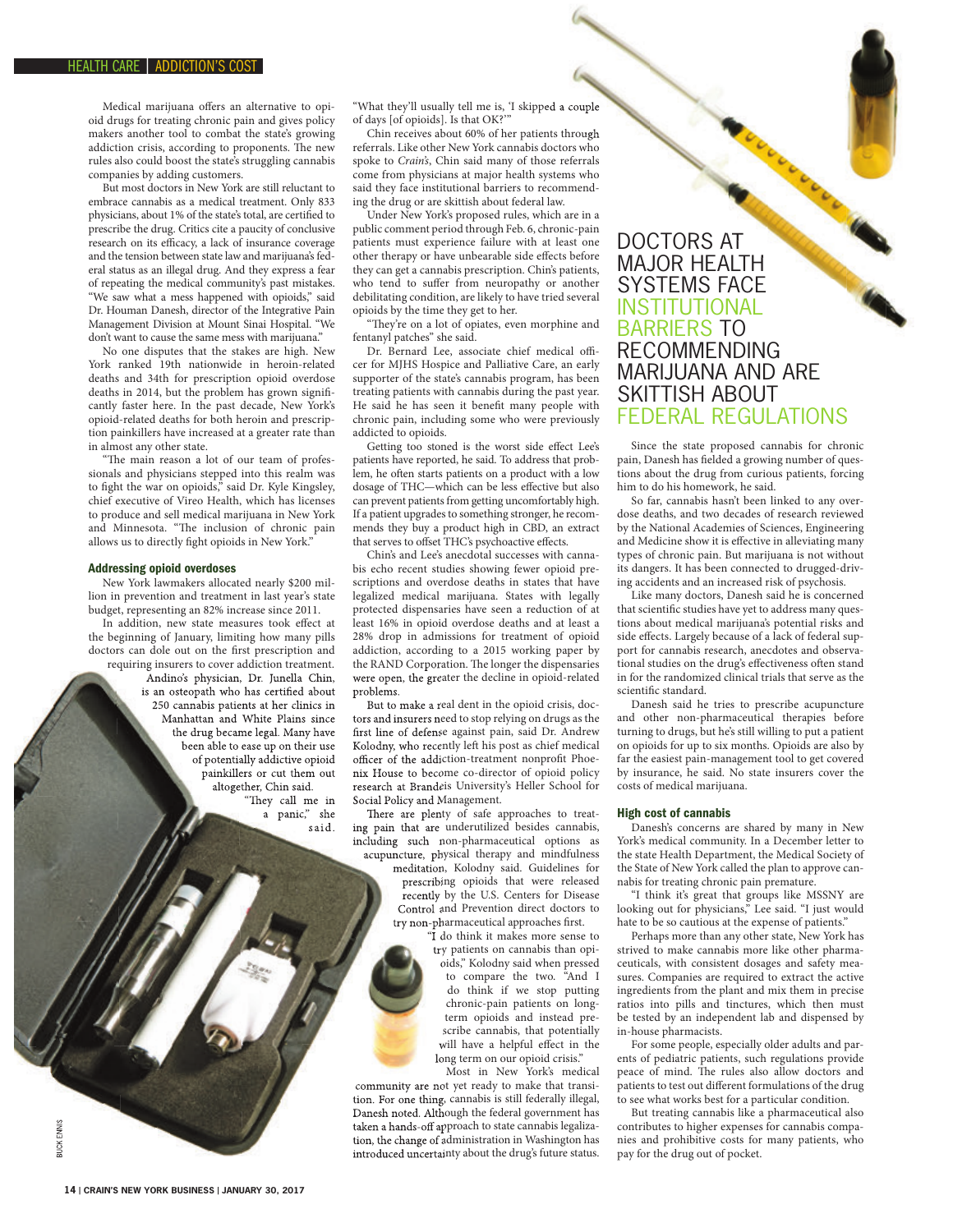Medical marijuana offers an alternative to opioid drugs for treating chronic pain and gives policy makers another tool to combat the state's growing addiction crisis, according to proponents. The new rules also could boost the state's struggling cannabis companies by adding customers.

But most doctors in New York are still reluctant to embrace cannabis as a medical treatment. Only 833 physicians, about 1% of the state's total, are certified to prescribe the drug. Critics cite a paucity of conclusive research on its efficacy, a lack of insurance coverage and the tension between state law and marijuana's federal status as an illegal drug. And they express a fear of repeating the medical community's past mistakes. "We saw what a mess happened with opioids," said Dr. Houman Danesh, director of the Integrative Pain Management Division at Mount Sinai Hospital. "We don't want to cause the same mess with marijuana."

No one disputes that the stakes are high. New York ranked 19th nationwide in heroin-related deaths and 34th for prescription opioid overdose deaths in 2014, but the problem has grown significantly faster here. In the past decade, New York's opioid-related deaths for both heroin and prescription painkillers have increased at a greater rate than in almost any other state.

"The main reason a lot of our team of professionals and physicians stepped into this realm was to fight the war on opioids," said Dr. Kyle Kingsley, chief executive of Vireo Health, which has licenses to produce and sell medical marijuana in New York and Minnesota. "The inclusion of chronic pain allows us to directly fight opioids in New York."

### Addressing opioid overdoses

New York lawmakers allocated nearly $200 million in prevention and treatment in last year's state budget, representing an 82% increase since 2011.

In addition, new state measures took effect at the beginning of January, limiting how many pills doctors can dole out on the first prescription and requiring insurers to cover addiction treatment.

Andino's physician, Dr. Junella Chin, is an osteopath who has certified about 250 cannabis patients at her clinics in Manhattan and White Plains since the drug became legal. Many have been able to ease up on their use of potentially addictive opioid painkillers or cut them out altogether, Chin said.

"They call me in a panic," she said. "What they'll usually tell me is, 'I skipped a couple of days [of opioids]. Is that OK?'"

Chin receives about 60% of her patients through referrals. Like other New York cannabis doctors who spoke to *Crain's*, Chin said many of those referrals come from physicians at major health systems who said they face institutional barriers to recommending the drug or are skittish about federal law.

Under New York's proposed rules, which are in a public comment period through Feb. 6, chronic-pain patients must experience failure with at least one other therapy or have unbearable side effects before they can get a cannabis prescription. Chin's patients, who tend to suffer from neuropathy or another debilitating condition, are likely to have tried several opioids by the time they get to her.

"They're on a lot of opiates, even morphine and fentanyl patches" she said.

Dr. Bernard Lee, associate chief medical officer for MJHS Hospice and Palliative Care, an early supporter of the state's cannabis program, has been treating patients with cannabis during the past year. He said he has seen it benefit many people with chronic pain, including some who were previously addicted to opioids.

Getting too stoned is the worst side effect Lee's patients have reported, he said. To address that problem, he often starts patients on a product with a low dosage of THC—which can be less effective but also can prevent patients from getting uncomfortably high. If a patient upgrades to something stronger, he recommends they buy a product high in CBD, an extract that serves to offset THC's psychoactive effects.

Chin's and Lee's anecdotal successes with cannabis echo recent studies showing fewer opioid prescriptions and overdose deaths in states that have legalized medical marijuana. States with legally protected dispensaries have seen a reduction of at least 16% in opioid overdose deaths and at least a 28% drop in admissions for treatment of opioid addiction, according to a 2015 working paper by the RAND Corporation. The longer the dispensaries were open, the greater the decline in opioid-related problems.

But to make a real dent in the opioid crisis, doctors and insurers need to stop relying on drugs as the first line of defense against pain, said Dr. Andrew Kolodny, who recently left his post as chief medical officer of the addiction-treatment nonprofit Phoenix House to become co-director of opioid policy research at Brandeis University's Heller School for Social Policy and Management.

There are plenty of safe approaches to treating pain that are underutilized besides cannabis, including such non-pharmaceutical options as acupuncture, physical therapy and mindfulness meditation, Kolodny said. Guidelines for prescribing opioids that were released recently by the U.S. Centers for Disease Control and Prevention direct doctors to try non-pharmaceutical approaches first.

"I do think it makes more sense to try patients on cannabis than opioids," Kolodny said when pressed to compare the two. "And I do think if we stop putting chronic-pain patients on long-term opioids and instead prescribe cannabis, that potentially will have a helpful effect in the long term on our opioid crisis."

Most in New York's medical community are not yet ready to make that transition. For one thing, cannabis is still federally illegal, Danesh noted. Although the federal government has taken a hands-off approach to state cannabis legalization, the change of administration in Washington has introduced uncertainty about the drug's future status.

## DOCTORS AT MAJOR HEALTH SYSTEMS FACE INSTITUTIONAL BARRIERS TO RECOMMENDING MARIJUANA AND ARE SKITTISH ABOUT FEDERAL REGULATIONS

Since the state proposed cannabis for chronic pain, Danesh has fielded a growing number of questions about the drug from curious patients, forcing him to do his homework, he said.

So far, cannabis hasn't been linked to any overdose deaths, and two decades of research reviewed by the National Academies of Sciences, Engineering and Medicine show it is effective in alleviating many types of chronic pain. But marijuana is not without its dangers. It has been connected to drugged-driving accidents and an increased risk of psychosis.

Like many doctors, Danesh said he is concerned that scientific studies have yet to address many questions about medical marijuana's potential risks and side effects. Largely because of a lack of federal support for cannabis research, anecdotes and observational studies on the drug's effectiveness often stand in for the randomized clinical trials that serve as the scientific standard.

Danesh said he tries to prescribe acupuncture and other non-pharmaceutical therapies before turning to drugs, but he's still willing to put a patient on opioids for up to six months. Opioids are also by far the easiest pain-management tool to get covered by insurance, he said. No state insurers cover the costs of medical marijuana.

### High cost of cannabis

Danesh's concerns are shared by many in New York's medical community. In a December letter to the state Health Department, the Medical Society of the State of New York called the plan to approve cannabis for treating chronic pain premature.

"I think it's great that groups like MSSNY are looking out for physicians," Lee said. "I just would hate to be so cautious at the expense of patients."

Perhaps more than any other state, New York has strived to make cannabis more like other pharmaceuticals, with consistent dosages and safety measures. Companies are required to extract the active ingredients from the plant and mix them in precise ratios into pills and tinctures, which then must be tested by an independent lab and dispensed by in-house pharmacists.

For some people, especially older adults and parents of pediatric patients, such regulations provide peace of mind. The rules also allow doctors and patients to test out different formulations of the drug to see what works best for a particular condition.

But treating cannabis like a pharmaceutical also contributes to higher expenses for cannabis companies and prohibitive costs for many patients, who pay for the drug out of pocket.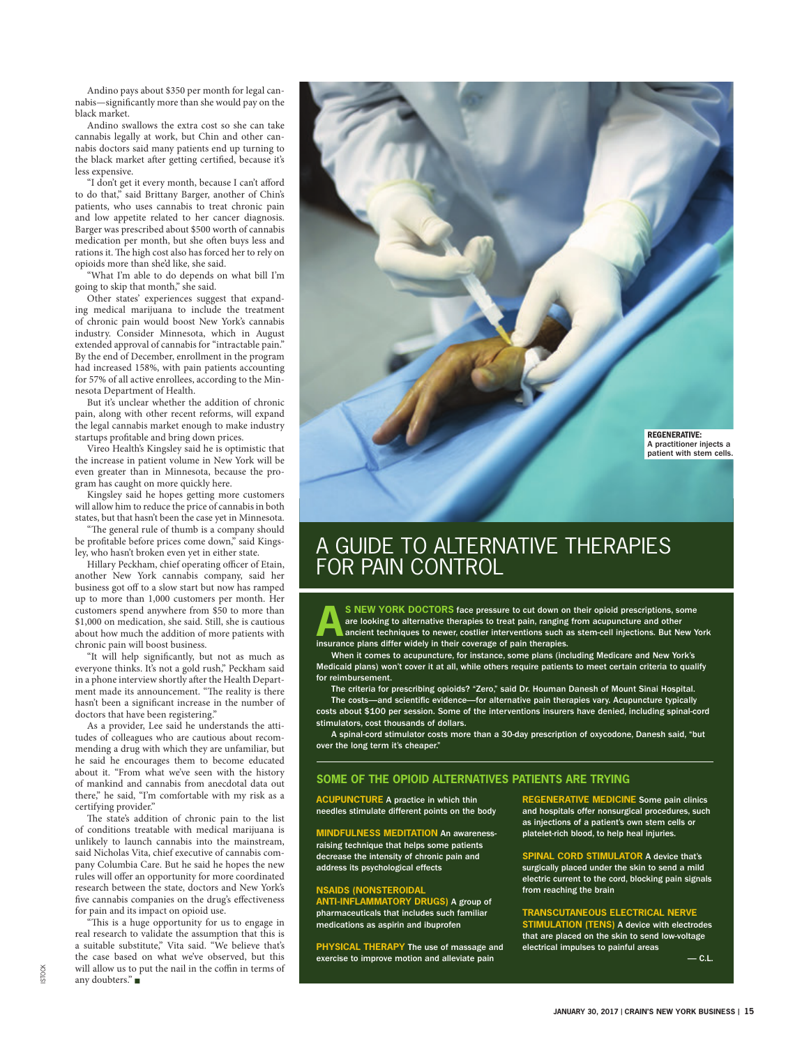Andino pays about $350 per month for legal cannabis—significantly more than she would pay on the black market.

Andino swallows the extra cost so she can take cannabis legally at work, but Chin and other cannabis doctors said many patients end up turning to the black market after getting certified, because it's less expensive.

"I don't get it every month, because I can't afford to do that," said Brittany Barger, another of Chin's patients, who uses cannabis to treat chronic pain and low appetite related to her cancer diagnosis. Barger was prescribed about $500 worth of cannabis medication per month, but she often buys less and rations it. The high cost also has forced her to rely on opioids more than she'd like, she said.

"What I'm able to do depends on what bill I'm going to skip that month," she said.

Other states' experiences suggest that expanding medical marijuana to include the treatment of chronic pain would boost New York's cannabis industry. Consider Minnesota, which in August extended approval of cannabis for "intractable pain." By the end of December, enrollment in the program had increased 158%, with pain patients accounting for 57% of all active enrollees, according to the Minnesota Department of Health.

But it's unclear whether the addition of chronic pain, along with other recent reforms, will expand the legal cannabis market enough to make industry startups profitable and bring down prices.

Vireo Health's Kingsley said he is optimistic that the increase in patient volume in New York will be even greater than in Minnesota, because the program has caught on more quickly here.

Kingsley said he hopes getting more customers will allow him to reduce the price of cannabis in both states, but that hasn't been the case yet in Minnesota.

"The general rule of thumb is a company should be profitable before prices come down," said Kingsley, who hasn't broken even yet in either state.

Hillary Peckham, chief operating officer of Etain, another New York cannabis company, said her business got off to a slow start but now has ramped up to more than 1,000 customers per month. Her customers spend anywhere from $50 to more than $1,000 on medication, she said. Still, she is cautious about how much the addition of more patients with chronic pain will boost business.

"It will help significantly, but not as much as everyone thinks. It's not a gold rush," Peckham said in a phone interview shortly after the Health Department made its announcement. "The reality is there hasn't been a significant increase in the number of doctors that have been registering."

As a provider, Lee said he understands the attitudes of colleagues who are cautious about recommending a drug with which they are unfamiliar, but he said he encourages them to become educated about it. "From what we've seen with the history of mankind and cannabis from anecdotal data out there," he said, "I'm comfortable with my risk as a certifying provider."

The state's addition of chronic pain to the list of conditions treatable with medical marijuana is unlikely to launch cannabis into the mainstream, said Nicholas Vita, chief executive of cannabis company Columbia Care. But he said he hopes the new rules will offer an opportunity for more coordinated research between the state, doctors and New York's five cannabis companies on the drug's effectiveness for pain and its impact on opioid use.

"This is a huge opportunity for us to engage in real research to validate the assumption that this is a suitable substitute," Vita said. "We believe that's the case based on what we've observed, but this will allow us to put the nail in the coffin in terms of any doubters." ■

**REGENERATIVE:** A practitioner injects a patient with stem cells.

ISTOCK

# A GUIDE TO ALTERNATIVE THERAPIES FOR PAIN CONTROL

**AS NEW YORK DOCTORS** face pressure to cut down on their opioid prescriptions, some are looking to alternative therapies to treat pain, ranging from acupuncture and other ancient techniques to newer, costlier interventions such as stem-cell injections. But New York insurance plans differ widely in their coverage of pain therapies.

When it comes to acupuncture, for instance, some plans (including Medicare and New York's Medicaid plans) won't cover it at all, while others require patients to meet certain criteria to qualify for reimbursement.

The criteria for prescribing opioids? "Zero," said Dr. Houman Danesh of Mount Sinai Hospital.

The costs—and scientific evidence—for alternative pain therapies vary. Acupuncture typically costs about $100 per session. Some of the interventions insurers have denied, including spinal-cord stimulators, cost thousands of dollars.

A spinal-cord stimulator costs more than a 30-day prescription of oxycodone, Danesh said, "but over the long term it's cheaper."

## SOME OF THE OPIOID ALTERNATIVES PATIENTS ARE TRYING

**ACUPUNCTURE** A practice in which thin needles stimulate different points on the body

**MINDFULNESS MEDITATION** An awareness-raising technique that helps some patients decrease the intensity of chronic pain and address its psychological effects

**NSAIDS (NONSTEROIDAL ANTI-INFLAMMATORY DRUGS)** A group of pharmaceuticals that includes such familiar medications as aspirin and ibuprofen

**PHYSICAL THERAPY** The use of massage and exercise to improve motion and alleviate pain

**REGENERATIVE MEDICINE** Some pain clinics and hospitals offer nonsurgical procedures, such as injections of a patient's own stem cells or platelet-rich blood, to help heal injuries.

**SPINAL CORD STIMULATOR** A device that's surgically placed under the skin to send a mild electric current to the cord, blocking pain signals from reaching the brain

**TRANSCUTANEOUS ELECTRICAL NERVE STIMULATION (TENS)** A device with electrodes that are placed on the skin to send low-voltage electrical impulses to painful areas

— C.L.